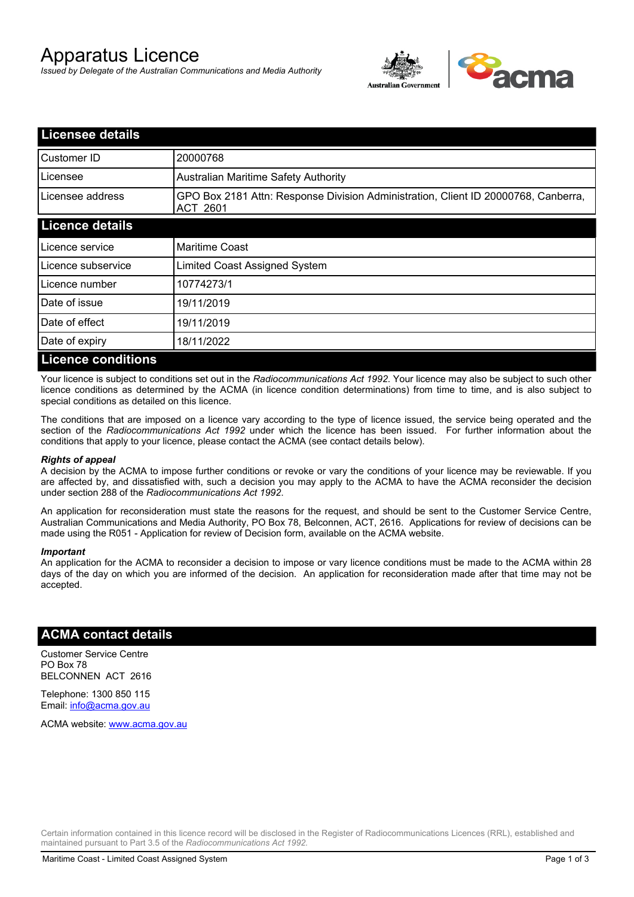# Apparatus Licence

*Issued by Delegate of the Australian Communications and Media Authority*

## Licensee details

| | |
|---|---|
| Customer ID | 20000768 |
| Licensee | Australian Maritime Safety Authority |
| Licensee address | GPO Box 2181 Attn: Response Division Administration, Client ID 20000768, Canberra, ACT 2601 |

## Licence details

| | |
|---|---|
| Licence service | Maritime Coast |
| Licence subservice | Limited Coast Assigned System |
| Licence number | 10774273/1 |
| Date of issue | 19/11/2019 |
| Date of effect | 19/11/2019 |
| Date of expiry | 18/11/2022 |

## Licence conditions

Your licence is subject to conditions set out in the *Radiocommunications Act 1992*. Your licence may also be subject to such other licence conditions as determined by the ACMA (in licence condition determinations) from time to time, and is also subject to special conditions as detailed on this licence.

The conditions that are imposed on a licence vary according to the type of licence issued, the service being operated and the section of the *Radiocommunications Act 1992* under which the licence has been issued. For further information about the conditions that apply to your licence, please contact the ACMA (see contact details below).

***Rights of appeal***

A decision by the ACMA to impose further conditions or revoke or vary the conditions of your licence may be reviewable. If you are affected by, and dissatisfied with, such a decision you may apply to the ACMA to have the ACMA reconsider the decision under section 288 of the *Radiocommunications Act 1992*.

An application for reconsideration must state the reasons for the request, and should be sent to the Customer Service Centre, Australian Communications and Media Authority, PO Box 78, Belconnen, ACT, 2616. Applications for review of decisions can be made using the R051 - Application for review of Decision form, available on the ACMA website.

***Important***

An application for the ACMA to reconsider a decision to impose or vary licence conditions must be made to the ACMA within 28 days of the day on which you are informed of the decision. An application for reconsideration made after that time may not be accepted.

## ACMA contact details

Customer Service Centre
PO Box 78
BELCONNEN ACT 2616

Telephone: 1300 850 115
Email: info@acma.gov.au

ACMA website: www.acma.gov.au

Certain information contained in this licence record will be disclosed in the Register of Radiocommunications Licences (RRL), established and maintained pursuant to Part 3.5 of the *Radiocommunications Act 1992.*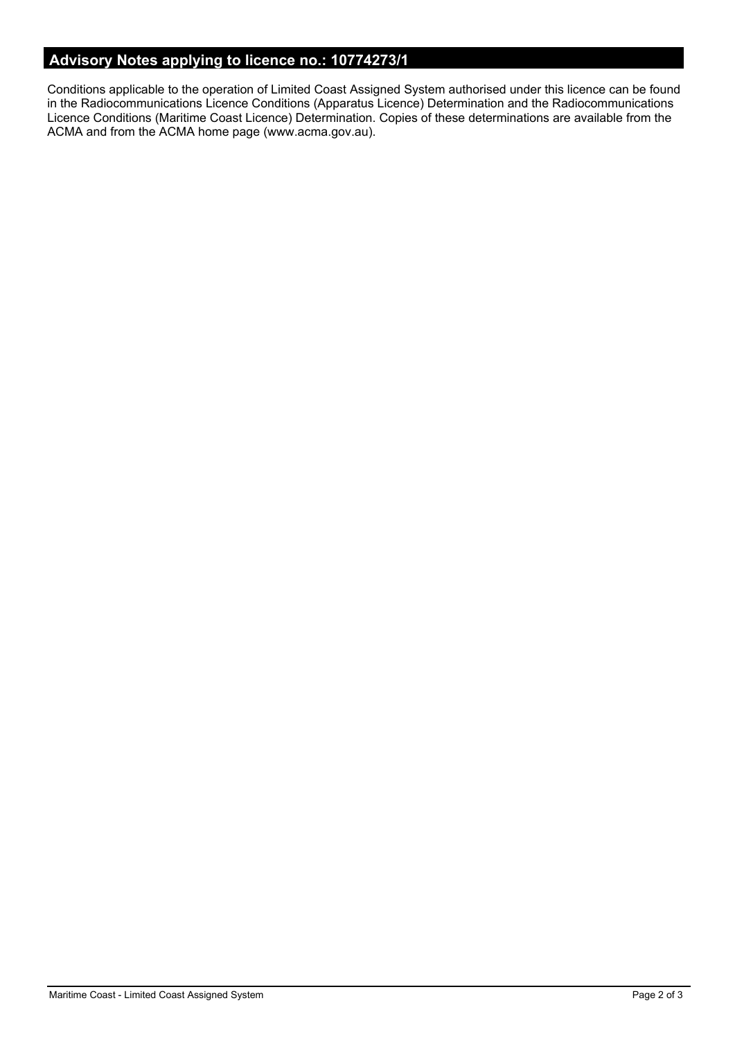## Advisory Notes applying to licence no.: 10774273/1

Conditions applicable to the operation of Limited Coast Assigned System authorised under this licence can be found in the Radiocommunications Licence Conditions (Apparatus Licence) Determination and the Radiocommunications Licence Conditions (Maritime Coast Licence) Determination. Copies of these determinations are available from the ACMA and from the ACMA home page (www.acma.gov.au).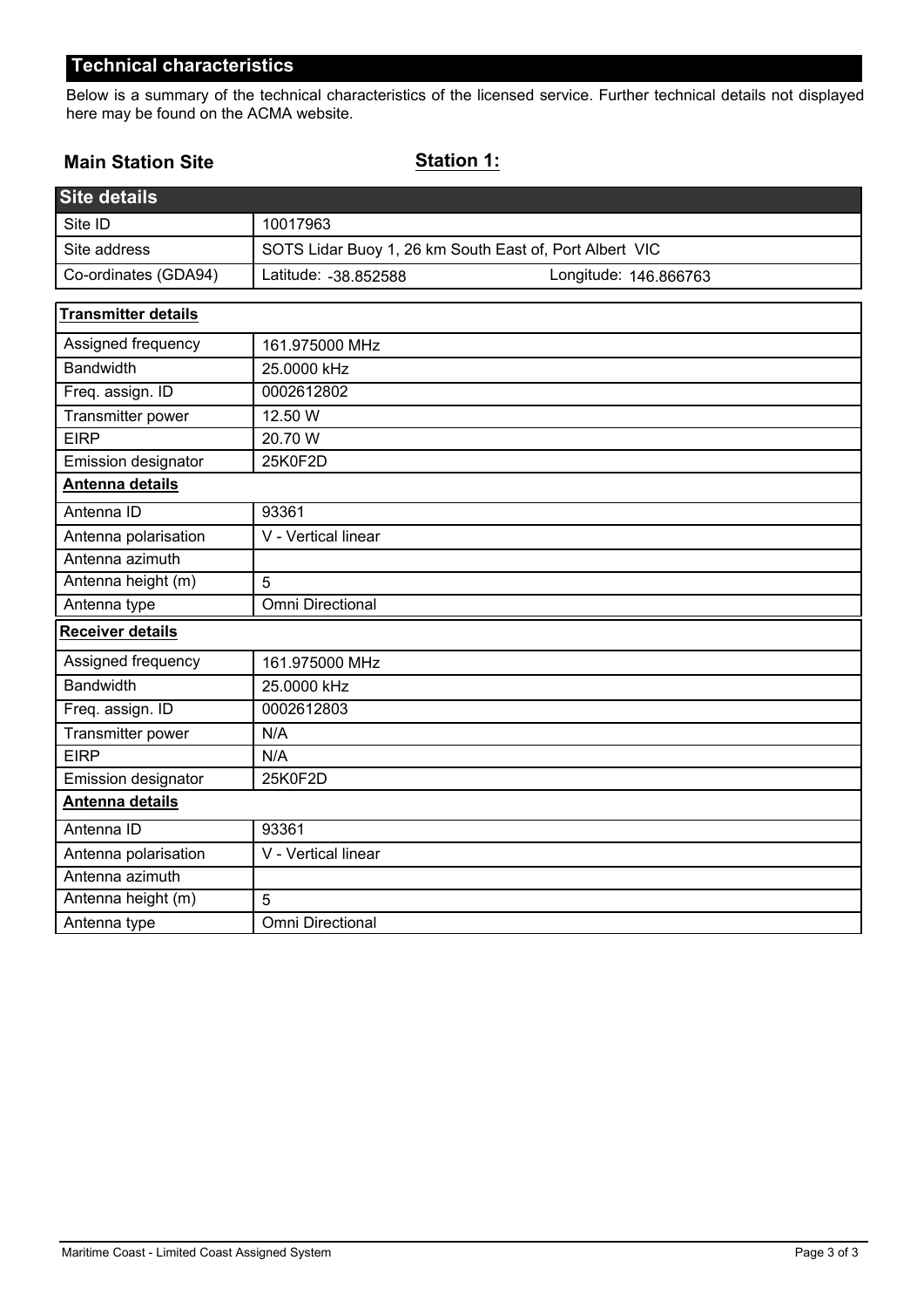## Technical characteristics

Below is a summary of the technical characteristics of the licensed service. Further technical details not displayed here may be found on the ACMA website.

**Main Station Site** **Station 1:**

| Site details | | |
|---|---|---|
| Site ID | 10017963 | |
| Site address | SOTS Lidar Buoy 1, 26 km South East of, Port Albert VIC | |
| Co-ordinates (GDA94) | Latitude: -38.852588 | Longitude: 146.866763 |

| **Transmitter details** | |
|---|---|
| Assigned frequency | 161.975000 MHz |
| Bandwidth | 25.0000 kHz |
| Freq. assign. ID | 0002612802 |
| Transmitter power | 12.50 W |
| EIRP | 20.70 W |
| Emission designator | 25K0F2D |
| **Antenna details** | |
| Antenna ID | 93361 |
| Antenna polarisation | V - Vertical linear |
| Antenna azimuth | |
| Antenna height (m) | 5 |
| Antenna type | Omni Directional |

| **Receiver details** | |
|---|---|
| Assigned frequency | 161.975000 MHz |
| Bandwidth | 25.0000 kHz |
| Freq. assign. ID | 0002612803 |
| Transmitter power | N/A |
| EIRP | N/A |
| Emission designator | 25K0F2D |
| **Antenna details** | |
| Antenna ID | 93361 |
| Antenna polarisation | V - Vertical linear |
| Antenna azimuth | |
| Antenna height (m) | 5 |
| Antenna type | Omni Directional |